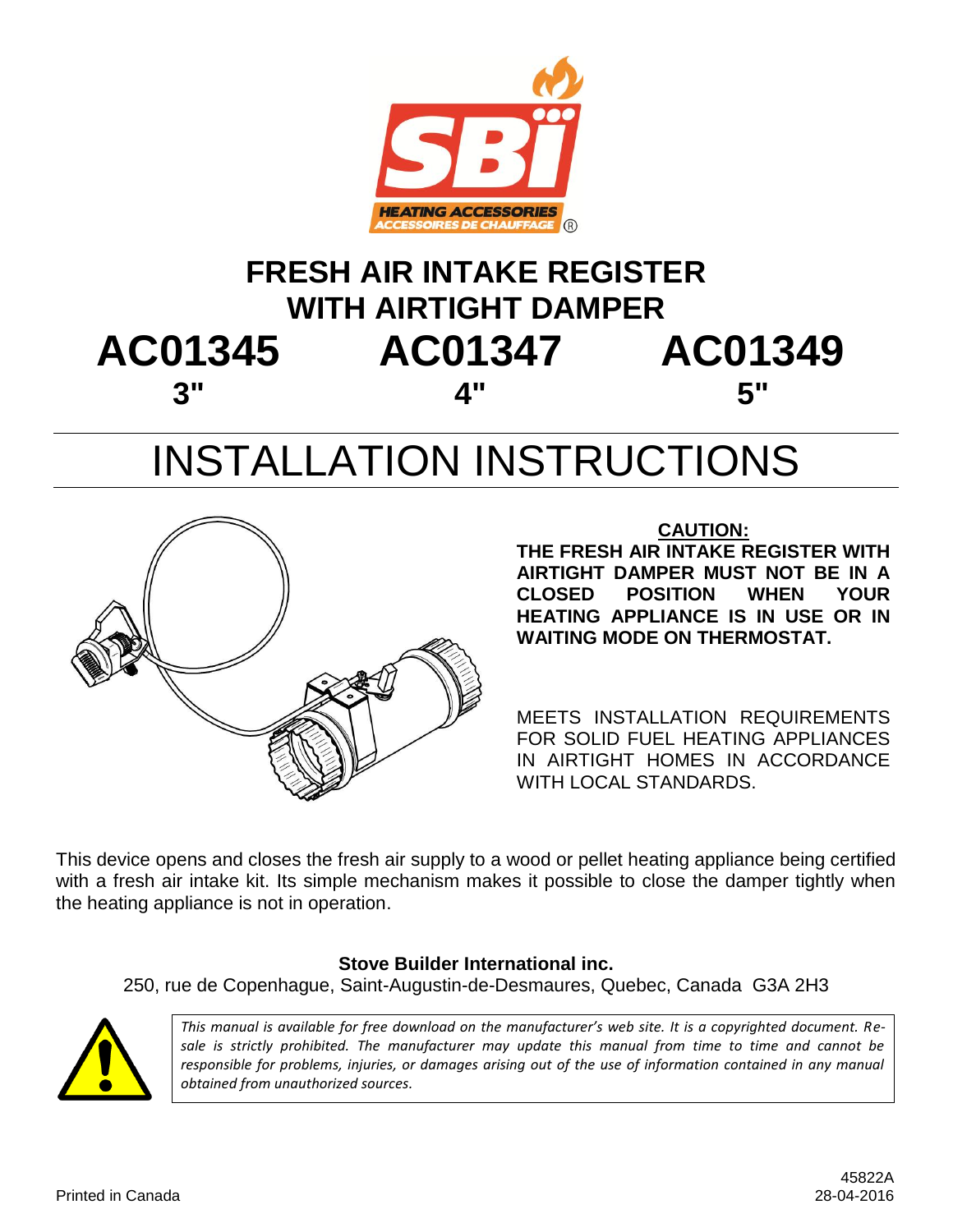# FRESH AIR INTAKE REGISTER WITH AIRTIGHT DAMPER

| AC01345 | AC01347 | AC01349 |
|---|---|---|
| 3" | 4" | 5" |

# INSTALLATION INSTRUCTIONS

**CAUTION:**

**THE FRESH AIR INTAKE REGISTER WITH AIRTIGHT DAMPER MUST NOT BE IN A CLOSED POSITION WHEN YOUR HEATING APPLIANCE IS IN USE OR IN WAITING MODE ON THERMOSTAT.**

MEETS INSTALLATION REQUIREMENTS FOR SOLID FUEL HEATING APPLIANCES IN AIRTIGHT HOMES IN ACCORDANCE WITH LOCAL STANDARDS.

This device opens and closes the fresh air supply to a wood or pellet heating appliance being certified with a fresh air intake kit. Its simple mechanism makes it possible to close the damper tightly when the heating appliance is not in operation.

**Stove Builder International inc.**
250, rue de Copenhague, Saint-Augustin-de-Desmaures, Quebec, Canada G3A 2H3

*This manual is available for free download on the manufacturer's web site. It is a copyrighted document. Re-sale is strictly prohibited. The manufacturer may update this manual from time to time and cannot be responsible for problems, injuries, or damages arising out of the use of information contained in any manual obtained from unauthorized sources.*

Printed in Canada

45822A
28-04-2016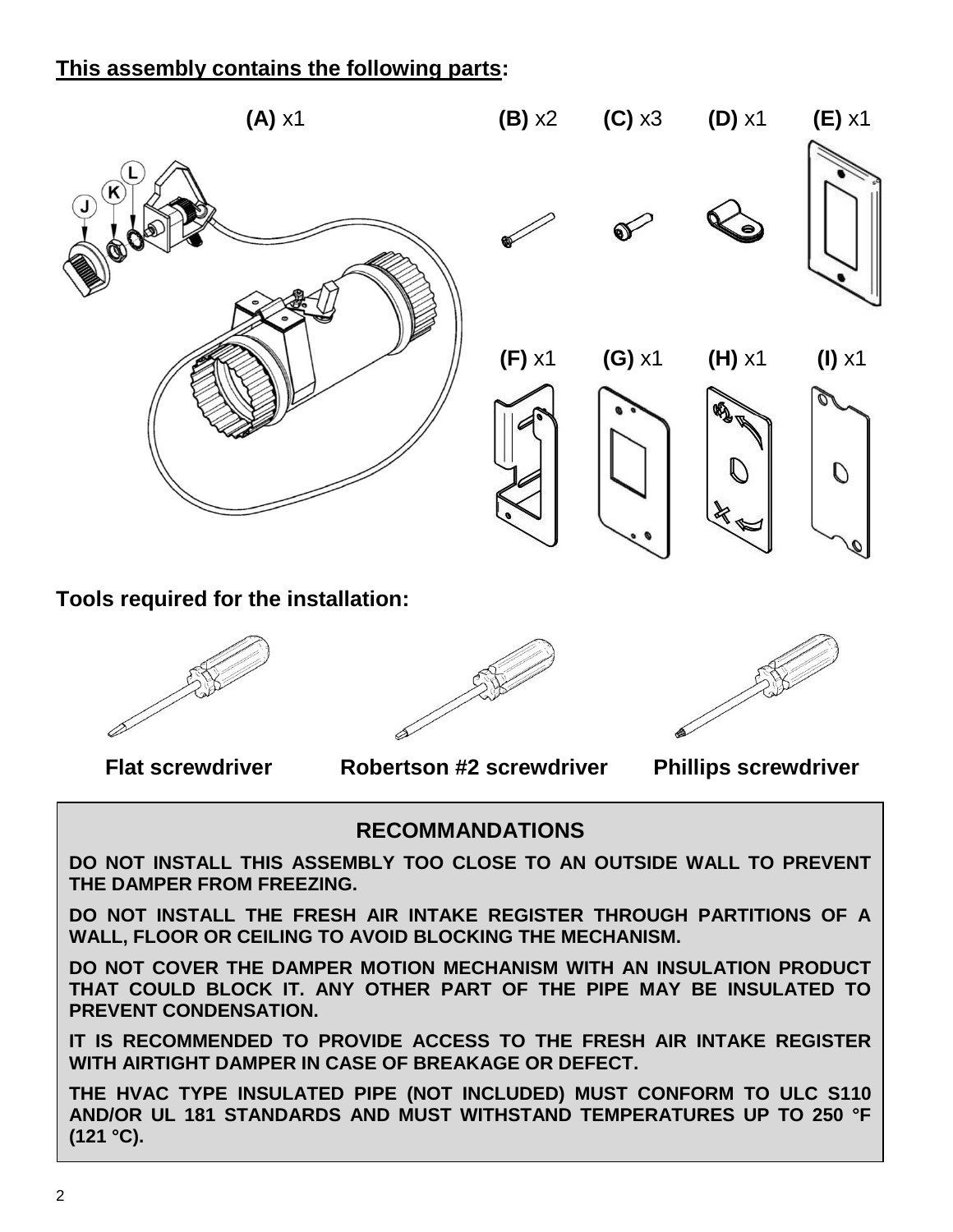**<u>This assembly contains the following parts</u>:**

**(A)** x1 **(B)** x2 **(C)** x3 **(D)** x1 **(E)** x1

J K L

**(F)** x1 **(G)** x1 **(H)** x1 **(I)** x1

**Tools required for the installation:**

**Flat screwdriver** **Robertson #2 screwdriver** **Phillips screwdriver**

## RECOMMANDATIONS

**DO NOT INSTALL THIS ASSEMBLY TOO CLOSE TO AN OUTSIDE WALL TO PREVENT THE DAMPER FROM FREEZING.**

**DO NOT INSTALL THE FRESH AIR INTAKE REGISTER THROUGH PARTITIONS OF A WALL, FLOOR OR CEILING TO AVOID BLOCKING THE MECHANISM.**

**DO NOT COVER THE DAMPER MOTION MECHANISM WITH AN INSULATION PRODUCT THAT COULD BLOCK IT. ANY OTHER PART OF THE PIPE MAY BE INSULATED TO PREVENT CONDENSATION.**

**IT IS RECOMMENDED TO PROVIDE ACCESS TO THE FRESH AIR INTAKE REGISTER WITH AIRTIGHT DAMPER IN CASE OF BREAKAGE OR DEFECT.**

**THE HVAC TYPE INSULATED PIPE (NOT INCLUDED) MUST CONFORM TO ULC S110 AND/OR UL 181 STANDARDS AND MUST WITHSTAND TEMPERATURES UP TO 250 °F (121 °C).**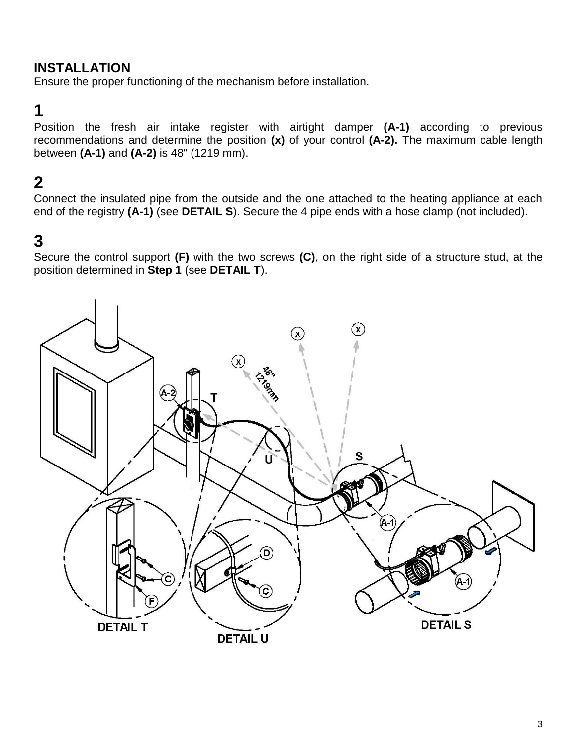## INSTALLATION

Ensure the proper functioning of the mechanism before installation.

### 1

Position the fresh air intake register with airtight damper **(A-1)** according to previous recommendations and determine the position **(x)** of your control **(A-2).** The maximum cable length between **(A-1)** and **(A-2)** is 48" (1219 mm).

### 2

Connect the insulated pipe from the outside and the one attached to the heating appliance at each end of the registry **(A-1)** (see **DETAIL S**). Secure the 4 pipe ends with a hose clamp (not included).

### 3

Secure the control support **(F)** with the two screws **(C)**, on the right side of a structure stud, at the position determined in **Step 1** (see **DETAIL T**).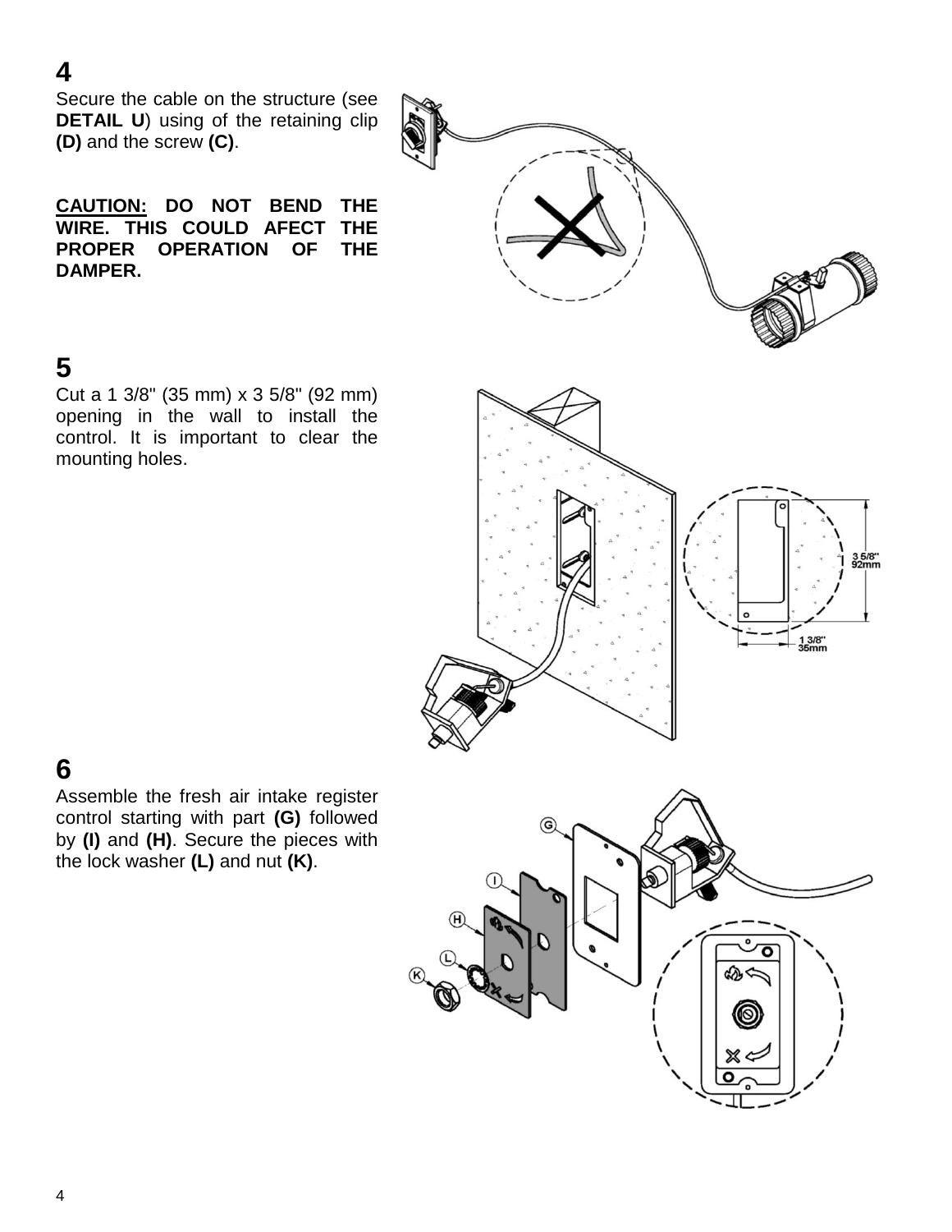## 4

Secure the cable on the structure (see **DETAIL U**) using of the retaining clip **(D)** and the screw **(C)**.

**CAUTION: DO NOT BEND THE WIRE. THIS COULD AFECT THE PROPER OPERATION OF THE DAMPER.**

## 5

Cut a 1 3/8" (35 mm) x 3 5/8" (92 mm) opening in the wall to install the control. It is important to clear the mounting holes.

## 6

Assemble the fresh air intake register control starting with part **(G)** followed by **(I)** and **(H)**. Secure the pieces with the lock washer **(L)** and nut **(K)**.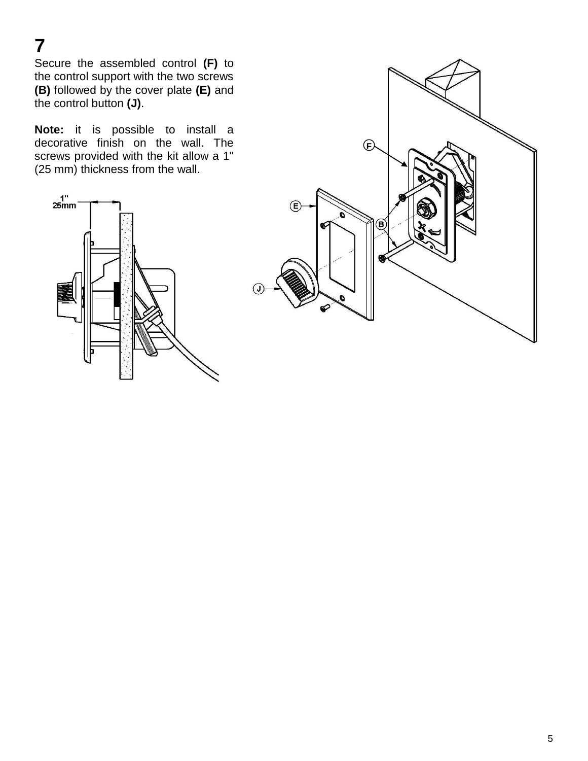# 7

Secure the assembled control **(F)** to the control support with the two screws **(B)** followed by the cover plate **(E)** and the control button **(J)**.

**Note:** it is possible to install a decorative finish on the wall. The screws provided with the kit allow a 1" (25 mm) thickness from the wall.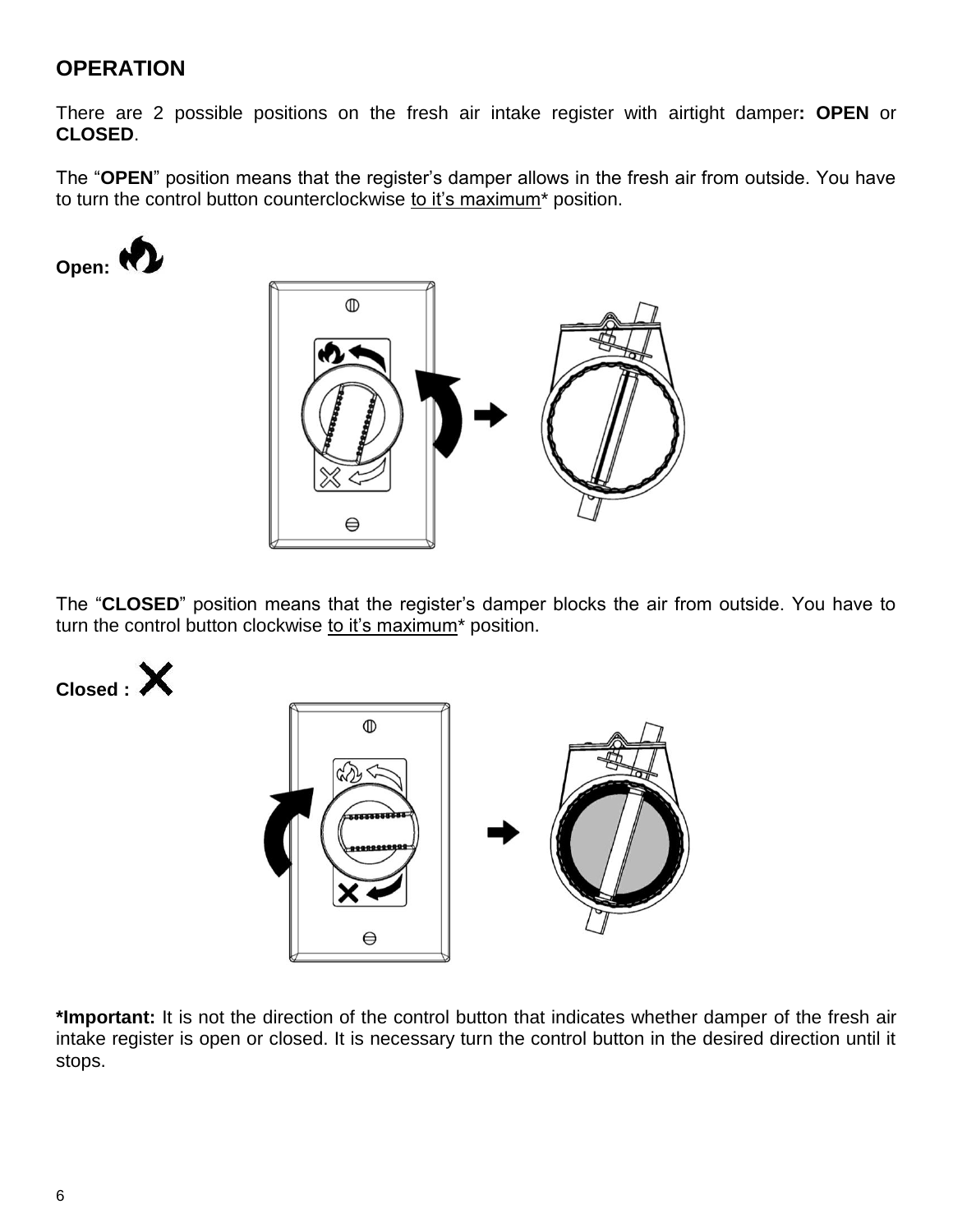## OPERATION

There are 2 possible positions on the fresh air intake register with airtight damper**: OPEN** or **CLOSED**.

The "**OPEN**" position means that the register's damper allows in the fresh air from outside. You have to turn the control button counterclockwise <u>to it's maximum</u>* position.

**Open:**

The "**CLOSED**" position means that the register's damper blocks the air from outside. You have to turn the control button clockwise <u>to it's maximum</u>* position.

**Closed :**

***Important:** It is not the direction of the control button that indicates whether damper of the fresh air intake register is open or closed. It is necessary turn the control button in the desired direction until it stops.